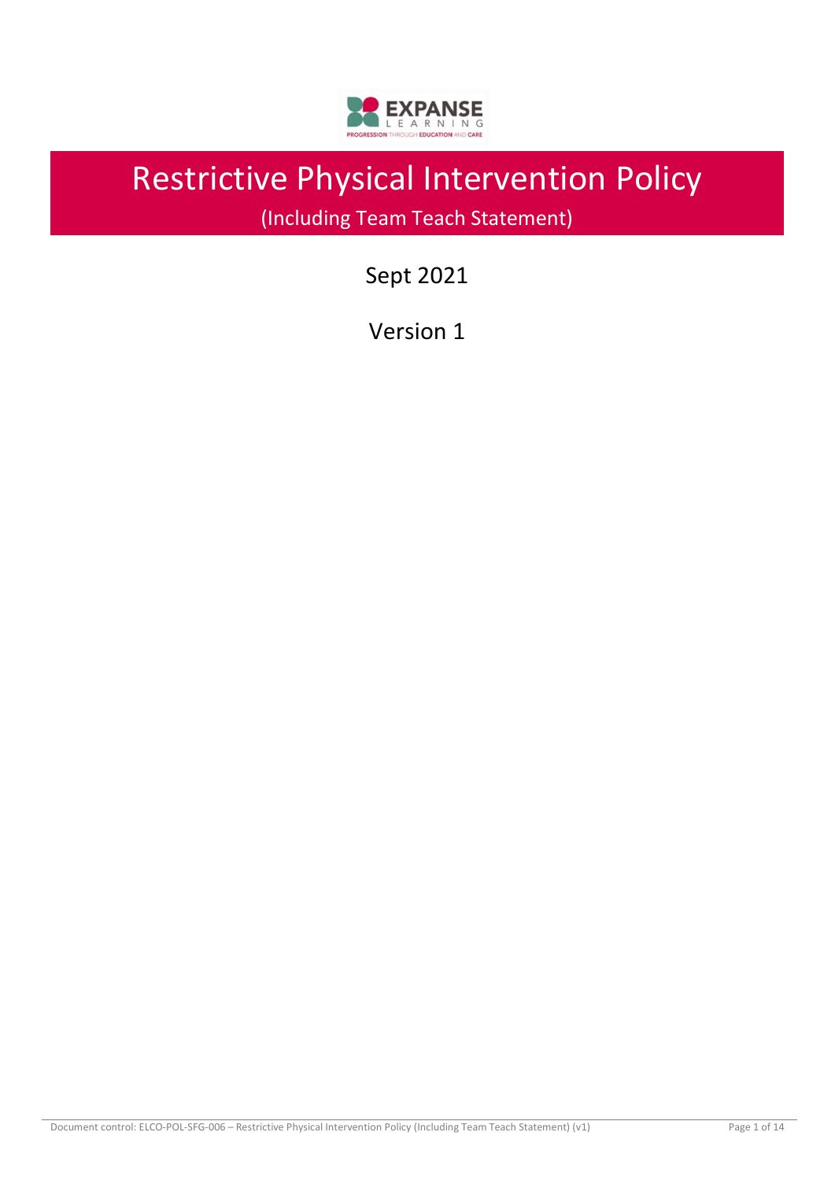# Restrictive Physical Intervention Policy

(Including Team Teach Statement)

Sept 2021

Version 1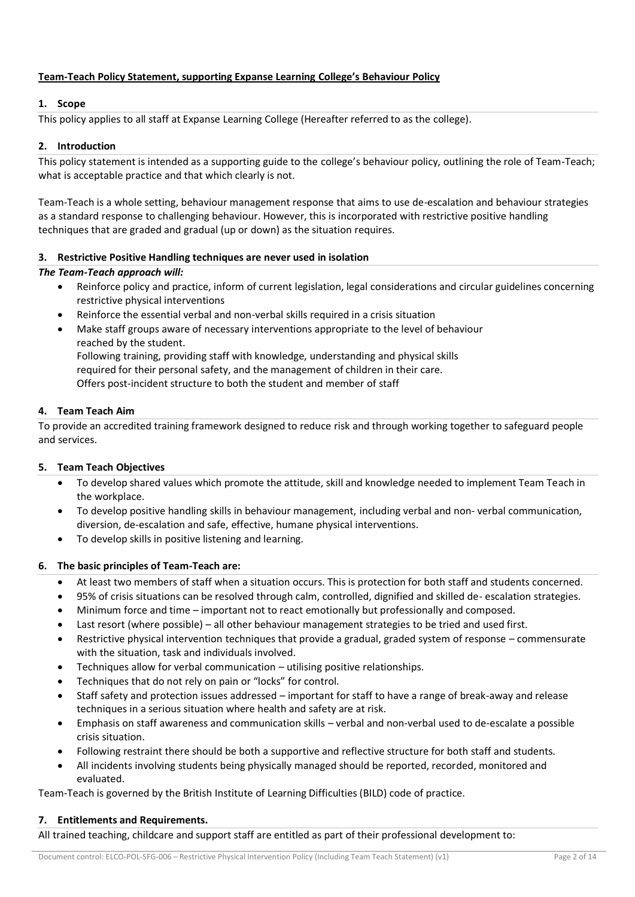**Team-Teach Policy Statement, supporting Expanse Learning College's Behaviour Policy**

## 1. Scope

This policy applies to all staff at Expanse Learning College (Hereafter referred to as the college).

## 2. Introduction

This policy statement is intended as a supporting guide to the college's behaviour policy, outlining the role of Team-Teach; what is acceptable practice and that which clearly is not.

Team-Teach is a whole setting, behaviour management response that aims to use de-escalation and behaviour strategies as a standard response to challenging behaviour. However, this is incorporated with restrictive positive handling techniques that are graded and gradual (up or down) as the situation requires.

## 3. Restrictive Positive Handling techniques are never used in isolation

***The Team-Teach approach will:***

- Reinforce policy and practice, inform of current legislation, legal considerations and circular guidelines concerning restrictive physical interventions
- Reinforce the essential verbal and non-verbal skills required in a crisis situation
- Make staff groups aware of necessary interventions appropriate to the level of behaviour reached by the student.
  Following training, providing staff with knowledge, understanding and physical skills required for their personal safety, and the management of children in their care.
  Offers post-incident structure to both the student and member of staff

## 4. Team Teach Aim

To provide an accredited training framework designed to reduce risk and through working together to safeguard people and services.

## 5. Team Teach Objectives

- To develop shared values which promote the attitude, skill and knowledge needed to implement Team Teach in the workplace.
- To develop positive handling skills in behaviour management, including verbal and non- verbal communication, diversion, de-escalation and safe, effective, humane physical interventions.
- To develop skills in positive listening and learning.

## 6. The basic principles of Team-Teach are:

- At least two members of staff when a situation occurs. This is protection for both staff and students concerned.
- 95% of crisis situations can be resolved through calm, controlled, dignified and skilled de- escalation strategies.
- Minimum force and time – important not to react emotionally but professionally and composed.
- Last resort (where possible) – all other behaviour management strategies to be tried and used first.
- Restrictive physical intervention techniques that provide a gradual, graded system of response – commensurate with the situation, task and individuals involved.
- Techniques allow for verbal communication – utilising positive relationships.
- Techniques that do not rely on pain or "locks" for control.
- Staff safety and protection issues addressed – important for staff to have a range of break-away and release techniques in a serious situation where health and safety are at risk.
- Emphasis on staff awareness and communication skills – verbal and non-verbal used to de-escalate a possible crisis situation.
- Following restraint there should be both a supportive and reflective structure for both staff and students.
- All incidents involving students being physically managed should be reported, recorded, monitored and evaluated.

Team-Teach is governed by the British Institute of Learning Difficulties (BILD) code of practice.

## 7. Entitlements and Requirements.

All trained teaching, childcare and support staff are entitled as part of their professional development to: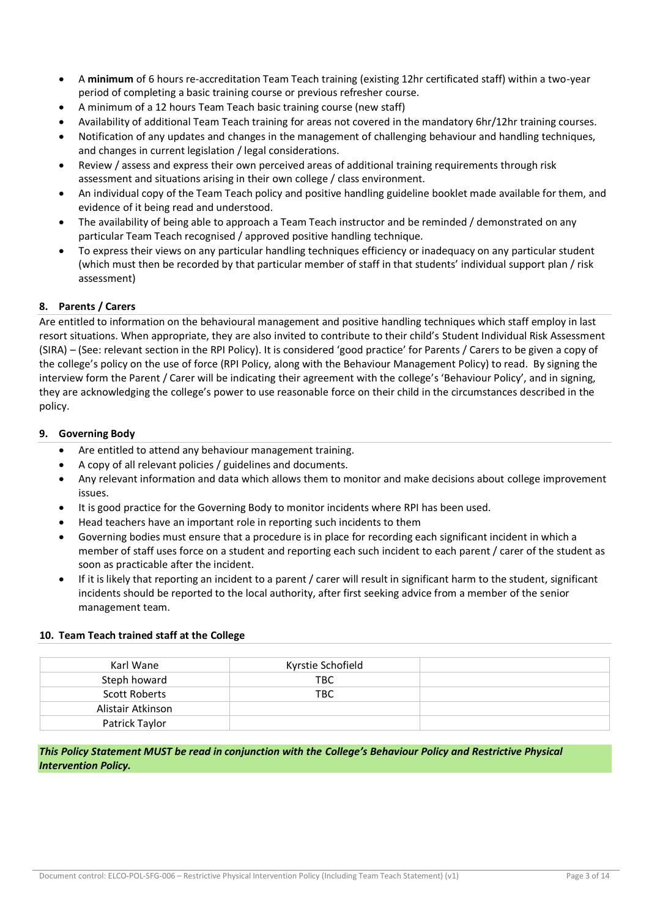- A **minimum** of 6 hours re-accreditation Team Teach training (existing 12hr certificated staff) within a two-year period of completing a basic training course or previous refresher course.
- A minimum of a 12 hours Team Teach basic training course (new staff)
- Availability of additional Team Teach training for areas not covered in the mandatory 6hr/12hr training courses.
- Notification of any updates and changes in the management of challenging behaviour and handling techniques, and changes in current legislation / legal considerations.
- Review / assess and express their own perceived areas of additional training requirements through risk assessment and situations arising in their own college / class environment.
- An individual copy of the Team Teach policy and positive handling guideline booklet made available for them, and evidence of it being read and understood.
- The availability of being able to approach a Team Teach instructor and be reminded / demonstrated on any particular Team Teach recognised / approved positive handling technique.
- To express their views on any particular handling techniques efficiency or inadequacy on any particular student (which must then be recorded by that particular member of staff in that students' individual support plan / risk assessment)

### 8. Parents / Carers

Are entitled to information on the behavioural management and positive handling techniques which staff employ in last resort situations. When appropriate, they are also invited to contribute to their child's Student Individual Risk Assessment (SIRA) – (See: relevant section in the RPI Policy). It is considered 'good practice' for Parents / Carers to be given a copy of the college's policy on the use of force (RPI Policy, along with the Behaviour Management Policy) to read. By signing the interview form the Parent / Carer will be indicating their agreement with the college's 'Behaviour Policy', and in signing, they are acknowledging the college's power to use reasonable force on their child in the circumstances described in the policy.

### 9. Governing Body

- Are entitled to attend any behaviour management training.
- A copy of all relevant policies / guidelines and documents.
- Any relevant information and data which allows them to monitor and make decisions about college improvement issues.
- It is good practice for the Governing Body to monitor incidents where RPI has been used.
- Head teachers have an important role in reporting such incidents to them
- Governing bodies must ensure that a procedure is in place for recording each significant incident in which a member of staff uses force on a student and reporting each such incident to each parent / carer of the student as soon as practicable after the incident.
- If it is likely that reporting an incident to a parent / carer will result in significant harm to the student, significant incidents should be reported to the local authority, after first seeking advice from a member of the senior management team.

### 10. Team Teach trained staff at the College

| | | |
|---|---|---|
| Karl Wane | Kyrstie Schofield | |
| Steph howard | TBC | |
| Scott Roberts | TBC | |
| Alistair Atkinson | | |
| Patrick Taylor | | |

***This Policy Statement MUST be read in conjunction with the College's Behaviour Policy and Restrictive Physical Intervention Policy.***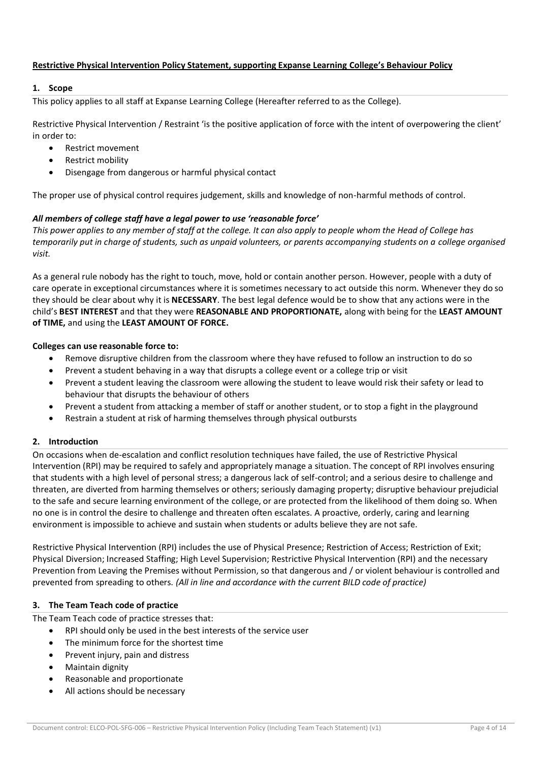**Restrictive Physical Intervention Policy Statement, supporting Expanse Learning College's Behaviour Policy**

## 1. Scope

This policy applies to all staff at Expanse Learning College (Hereafter referred to as the College).

Restrictive Physical Intervention / Restraint 'is the positive application of force with the intent of overpowering the client' in order to:

- Restrict movement
- Restrict mobility
- Disengage from dangerous or harmful physical contact

The proper use of physical control requires judgement, skills and knowledge of non-harmful methods of control.

***All members of college staff have a legal power to use 'reasonable force'***

*This power applies to any member of staff at the college. It can also apply to people whom the Head of College has temporarily put in charge of students, such as unpaid volunteers, or parents accompanying students on a college organised visit.*

As a general rule nobody has the right to touch, move, hold or contain another person. However, people with a duty of care operate in exceptional circumstances where it is sometimes necessary to act outside this norm. Whenever they do so they should be clear about why it is **NECESSARY**. The best legal defence would be to show that any actions were in the child's **BEST INTEREST** and that they were **REASONABLE AND PROPORTIONATE,** along with being for the **LEAST AMOUNT of TIME,** and using the **LEAST AMOUNT OF FORCE.**

**Colleges can use reasonable force to:**

- Remove disruptive children from the classroom where they have refused to follow an instruction to do so
- Prevent a student behaving in a way that disrupts a college event or a college trip or visit
- Prevent a student leaving the classroom were allowing the student to leave would risk their safety or lead to behaviour that disrupts the behaviour of others
- Prevent a student from attacking a member of staff or another student, or to stop a fight in the playground
- Restrain a student at risk of harming themselves through physical outbursts

## 2. Introduction

On occasions when de-escalation and conflict resolution techniques have failed, the use of Restrictive Physical Intervention (RPI) may be required to safely and appropriately manage a situation. The concept of RPI involves ensuring that students with a high level of personal stress; a dangerous lack of self-control; and a serious desire to challenge and threaten, are diverted from harming themselves or others; seriously damaging property; disruptive behaviour prejudicial to the safe and secure learning environment of the college, or are protected from the likelihood of them doing so. When no one is in control the desire to challenge and threaten often escalates. A proactive, orderly, caring and learning environment is impossible to achieve and sustain when students or adults believe they are not safe.

Restrictive Physical Intervention (RPI) includes the use of Physical Presence; Restriction of Access; Restriction of Exit; Physical Diversion; Increased Staffing; High Level Supervision; Restrictive Physical Intervention (RPI) and the necessary Prevention from Leaving the Premises without Permission, so that dangerous and / or violent behaviour is controlled and prevented from spreading to others. *(All in line and accordance with the current BILD code of practice)*

## 3. The Team Teach code of practice

The Team Teach code of practice stresses that:

- RPI should only be used in the best interests of the service user
- The minimum force for the shortest time
- Prevent injury, pain and distress
- Maintain dignity
- Reasonable and proportionate
- All actions should be necessary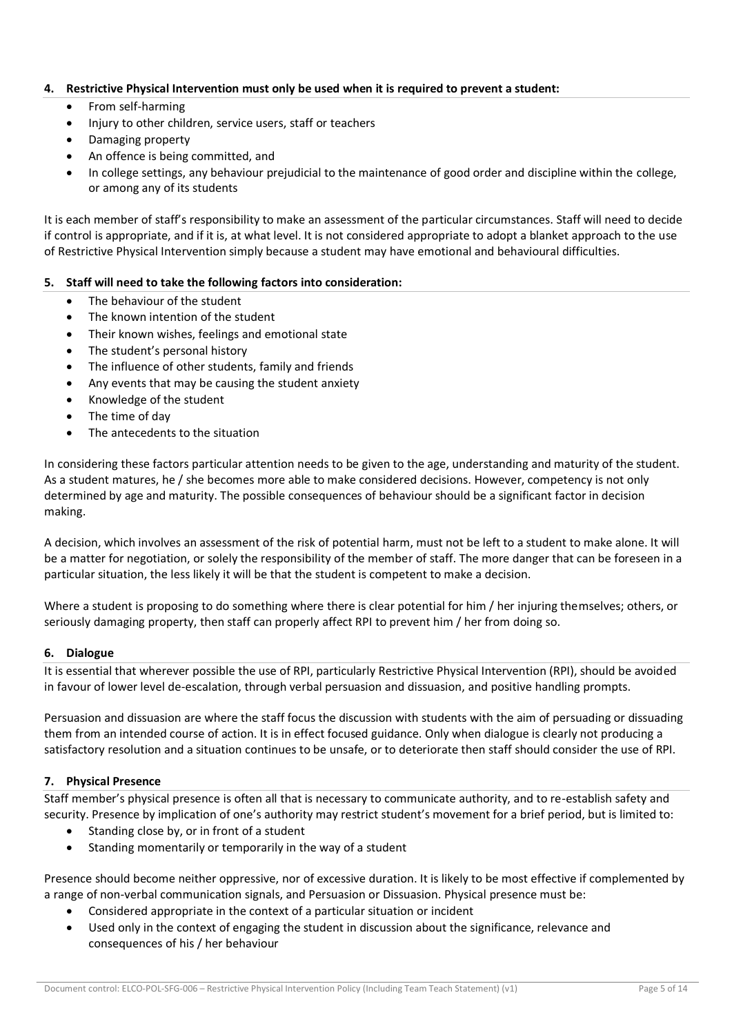### 4. Restrictive Physical Intervention must only be used when it is required to prevent a student:

- From self-harming
- Injury to other children, service users, staff or teachers
- Damaging property
- An offence is being committed, and
- In college settings, any behaviour prejudicial to the maintenance of good order and discipline within the college, or among any of its students

It is each member of staff's responsibility to make an assessment of the particular circumstances. Staff will need to decide if control is appropriate, and if it is, at what level. It is not considered appropriate to adopt a blanket approach to the use of Restrictive Physical Intervention simply because a student may have emotional and behavioural difficulties.

### 5. Staff will need to take the following factors into consideration:

- The behaviour of the student
- The known intention of the student
- Their known wishes, feelings and emotional state
- The student's personal history
- The influence of other students, family and friends
- Any events that may be causing the student anxiety
- Knowledge of the student
- The time of day
- The antecedents to the situation

In considering these factors particular attention needs to be given to the age, understanding and maturity of the student. As a student matures, he / she becomes more able to make considered decisions. However, competency is not only determined by age and maturity. The possible consequences of behaviour should be a significant factor in decision making.

A decision, which involves an assessment of the risk of potential harm, must not be left to a student to make alone. It will be a matter for negotiation, or solely the responsibility of the member of staff. The more danger that can be foreseen in a particular situation, the less likely it will be that the student is competent to make a decision.

Where a student is proposing to do something where there is clear potential for him / her injuring themselves; others, or seriously damaging property, then staff can properly affect RPI to prevent him / her from doing so.

### 6. Dialogue

It is essential that wherever possible the use of RPI, particularly Restrictive Physical Intervention (RPI), should be avoided in favour of lower level de-escalation, through verbal persuasion and dissuasion, and positive handling prompts.

Persuasion and dissuasion are where the staff focus the discussion with students with the aim of persuading or dissuading them from an intended course of action. It is in effect focused guidance. Only when dialogue is clearly not producing a satisfactory resolution and a situation continues to be unsafe, or to deteriorate then staff should consider the use of RPI.

### 7. Physical Presence

Staff member's physical presence is often all that is necessary to communicate authority, and to re-establish safety and security. Presence by implication of one's authority may restrict student's movement for a brief period, but is limited to:

- Standing close by, or in front of a student
- Standing momentarily or temporarily in the way of a student

Presence should become neither oppressive, nor of excessive duration. It is likely to be most effective if complemented by a range of non-verbal communication signals, and Persuasion or Dissuasion. Physical presence must be:

- Considered appropriate in the context of a particular situation or incident
- Used only in the context of engaging the student in discussion about the significance, relevance and consequences of his / her behaviour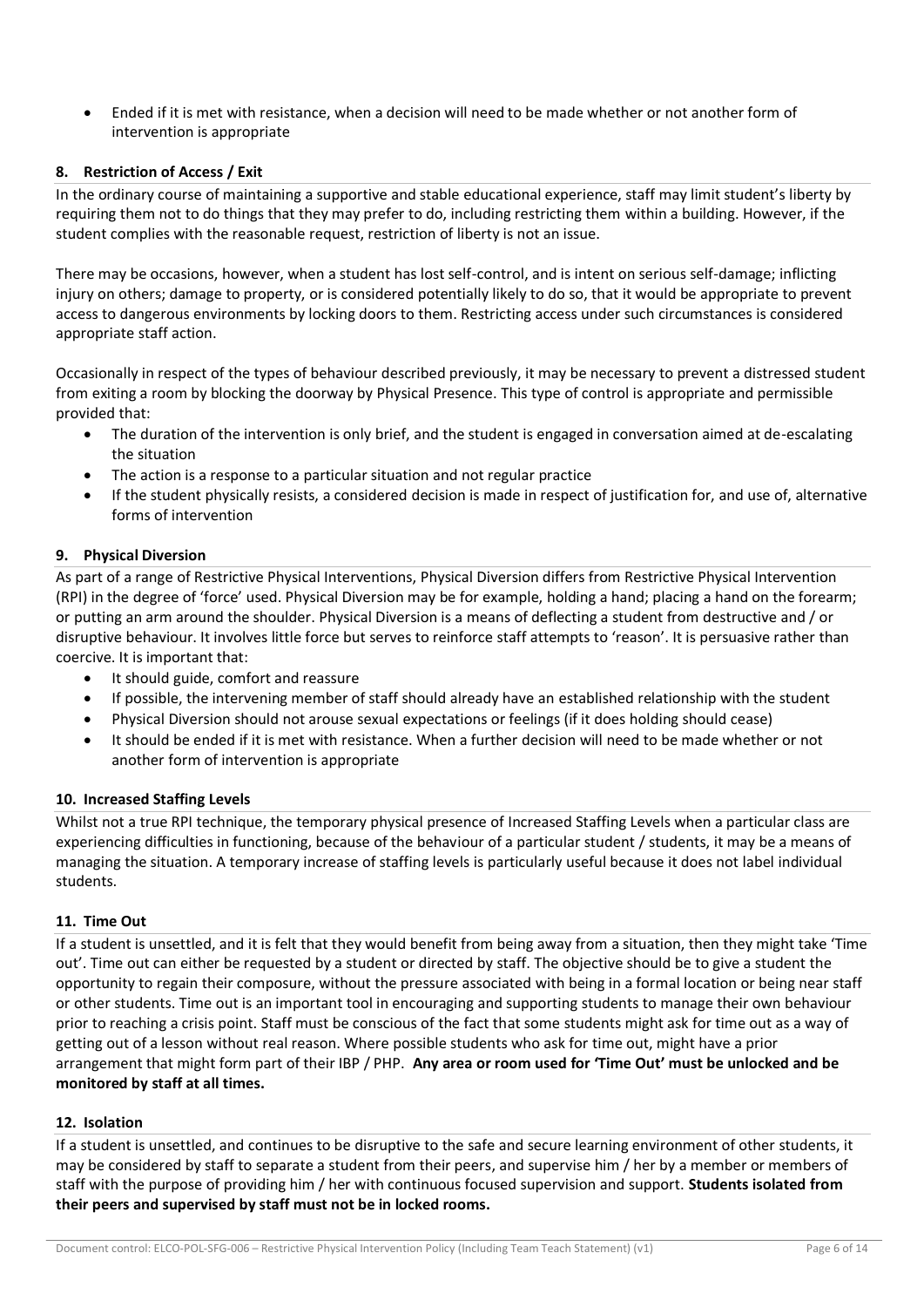- Ended if it is met with resistance, when a decision will need to be made whether or not another form of intervention is appropriate

### 8. Restriction of Access / Exit

In the ordinary course of maintaining a supportive and stable educational experience, staff may limit student's liberty by requiring them not to do things that they may prefer to do, including restricting them within a building. However, if the student complies with the reasonable request, restriction of liberty is not an issue.

There may be occasions, however, when a student has lost self-control, and is intent on serious self-damage; inflicting injury on others; damage to property, or is considered potentially likely to do so, that it would be appropriate to prevent access to dangerous environments by locking doors to them. Restricting access under such circumstances is considered appropriate staff action.

Occasionally in respect of the types of behaviour described previously, it may be necessary to prevent a distressed student from exiting a room by blocking the doorway by Physical Presence. This type of control is appropriate and permissible provided that:

- The duration of the intervention is only brief, and the student is engaged in conversation aimed at de-escalating the situation
- The action is a response to a particular situation and not regular practice
- If the student physically resists, a considered decision is made in respect of justification for, and use of, alternative forms of intervention

### 9. Physical Diversion

As part of a range of Restrictive Physical Interventions, Physical Diversion differs from Restrictive Physical Intervention (RPI) in the degree of 'force' used. Physical Diversion may be for example, holding a hand; placing a hand on the forearm; or putting an arm around the shoulder. Physical Diversion is a means of deflecting a student from destructive and / or disruptive behaviour. It involves little force but serves to reinforce staff attempts to 'reason'. It is persuasive rather than coercive. It is important that:

- It should guide, comfort and reassure
- If possible, the intervening member of staff should already have an established relationship with the student
- Physical Diversion should not arouse sexual expectations or feelings (if it does holding should cease)
- It should be ended if it is met with resistance. When a further decision will need to be made whether or not another form of intervention is appropriate

### 10. Increased Staffing Levels

Whilst not a true RPI technique, the temporary physical presence of Increased Staffing Levels when a particular class are experiencing difficulties in functioning, because of the behaviour of a particular student / students, it may be a means of managing the situation. A temporary increase of staffing levels is particularly useful because it does not label individual students.

### 11. Time Out

If a student is unsettled, and it is felt that they would benefit from being away from a situation, then they might take 'Time out'. Time out can either be requested by a student or directed by staff. The objective should be to give a student the opportunity to regain their composure, without the pressure associated with being in a formal location or being near staff or other students. Time out is an important tool in encouraging and supporting students to manage their own behaviour prior to reaching a crisis point. Staff must be conscious of the fact that some students might ask for time out as a way of getting out of a lesson without real reason. Where possible students who ask for time out, might have a prior arrangement that might form part of their IBP / PHP. **Any area or room used for 'Time Out' must be unlocked and be monitored by staff at all times.**

### 12. Isolation

If a student is unsettled, and continues to be disruptive to the safe and secure learning environment of other students, it may be considered by staff to separate a student from their peers, and supervise him / her by a member or members of staff with the purpose of providing him / her with continuous focused supervision and support. **Students isolated from their peers and supervised by staff must not be in locked rooms.**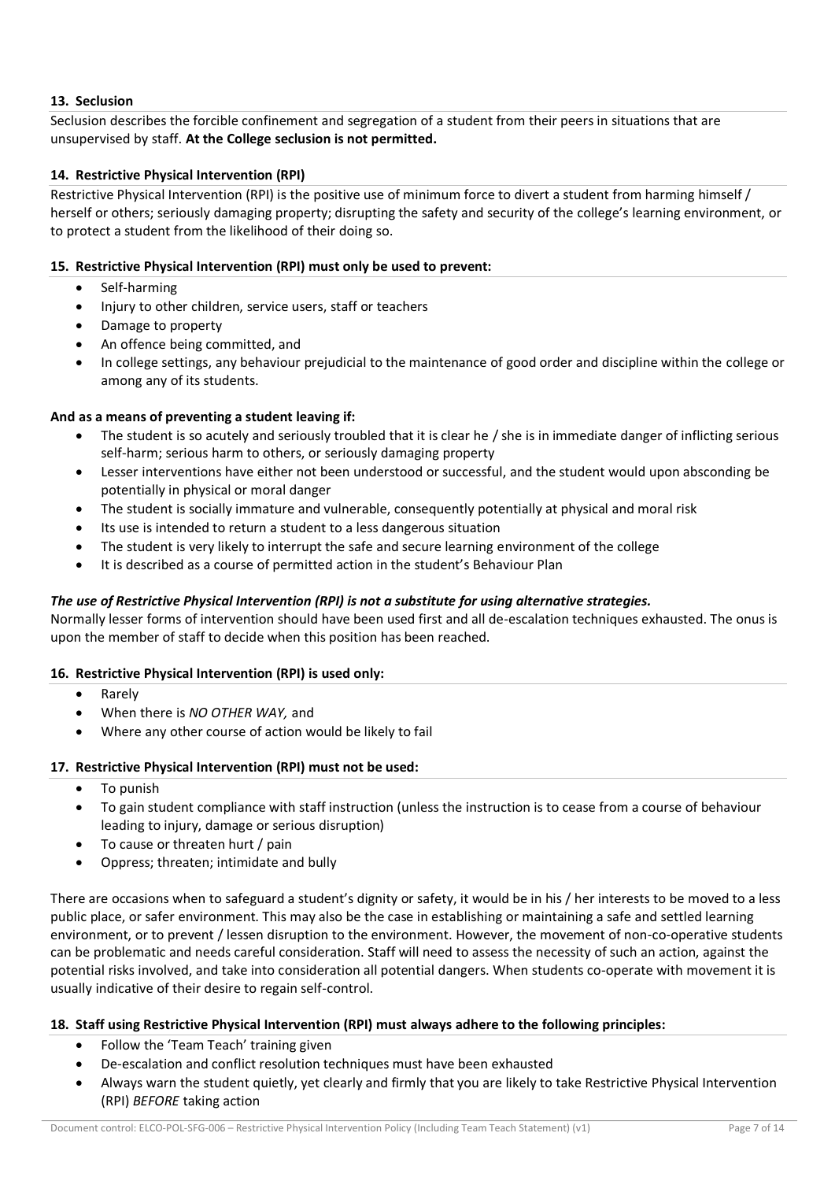### 13. Seclusion

Seclusion describes the forcible confinement and segregation of a student from their peers in situations that are unsupervised by staff. **At the College seclusion is not permitted.**

### 14. Restrictive Physical Intervention (RPI)

Restrictive Physical Intervention (RPI) is the positive use of minimum force to divert a student from harming himself / herself or others; seriously damaging property; disrupting the safety and security of the college's learning environment, or to protect a student from the likelihood of their doing so.

### 15. Restrictive Physical Intervention (RPI) must only be used to prevent:

- Self-harming
- Injury to other children, service users, staff or teachers
- Damage to property
- An offence being committed, and
- In college settings, any behaviour prejudicial to the maintenance of good order and discipline within the college or among any of its students.

**And as a means of preventing a student leaving if:**

- The student is so acutely and seriously troubled that it is clear he / she is in immediate danger of inflicting serious self-harm; serious harm to others, or seriously damaging property
- Lesser interventions have either not been understood or successful, and the student would upon absconding be potentially in physical or moral danger
- The student is socially immature and vulnerable, consequently potentially at physical and moral risk
- Its use is intended to return a student to a less dangerous situation
- The student is very likely to interrupt the safe and secure learning environment of the college
- It is described as a course of permitted action in the student's Behaviour Plan

***The use of Restrictive Physical Intervention (RPI) is not a substitute for using alternative strategies.***

Normally lesser forms of intervention should have been used first and all de-escalation techniques exhausted. The onus is upon the member of staff to decide when this position has been reached.

### 16. Restrictive Physical Intervention (RPI) is used only:

- Rarely
- When there is *NO OTHER WAY,* and
- Where any other course of action would be likely to fail

### 17. Restrictive Physical Intervention (RPI) must not be used:

- To punish
- To gain student compliance with staff instruction (unless the instruction is to cease from a course of behaviour leading to injury, damage or serious disruption)
- To cause or threaten hurt / pain
- Oppress; threaten; intimidate and bully

There are occasions when to safeguard a student's dignity or safety, it would be in his / her interests to be moved to a less public place, or safer environment. This may also be the case in establishing or maintaining a safe and settled learning environment, or to prevent / lessen disruption to the environment. However, the movement of non-co-operative students can be problematic and needs careful consideration. Staff will need to assess the necessity of such an action, against the potential risks involved, and take into consideration all potential dangers. When students co-operate with movement it is usually indicative of their desire to regain self-control.

### 18. Staff using Restrictive Physical Intervention (RPI) must always adhere to the following principles:

- Follow the 'Team Teach' training given
- De-escalation and conflict resolution techniques must have been exhausted
- Always warn the student quietly, yet clearly and firmly that you are likely to take Restrictive Physical Intervention (RPI) *BEFORE* taking action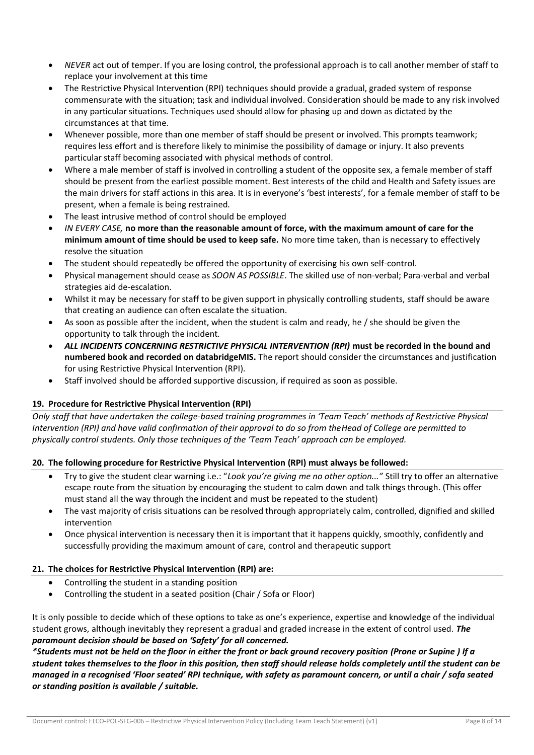- *NEVER* act out of temper. If you are losing control, the professional approach is to call another member of staff to replace your involvement at this time
- The Restrictive Physical Intervention (RPI) techniques should provide a gradual, graded system of response commensurate with the situation; task and individual involved. Consideration should be made to any risk involved in any particular situations. Techniques used should allow for phasing up and down as dictated by the circumstances at that time.
- Whenever possible, more than one member of staff should be present or involved. This prompts teamwork; requires less effort and is therefore likely to minimise the possibility of damage or injury. It also prevents particular staff becoming associated with physical methods of control.
- Where a male member of staff is involved in controlling a student of the opposite sex, a female member of staff should be present from the earliest possible moment. Best interests of the child and Health and Safety issues are the main drivers for staff actions in this area. It is in everyone's 'best interests', for a female member of staff to be present, when a female is being restrained.
- The least intrusive method of control should be employed
- *IN EVERY CASE,* **no more than the reasonable amount of force, with the maximum amount of care for the minimum amount of time should be used to keep safe.** No more time taken, than is necessary to effectively resolve the situation
- The student should repeatedly be offered the opportunity of exercising his own self-control.
- Physical management should cease as *SOON AS POSSIBLE*. The skilled use of non-verbal; Para-verbal and verbal strategies aid de-escalation.
- Whilst it may be necessary for staff to be given support in physically controlling students, staff should be aware that creating an audience can often escalate the situation.
- As soon as possible after the incident, when the student is calm and ready, he / she should be given the opportunity to talk through the incident.
- ***ALL INCIDENTS CONCERNING RESTRICTIVE PHYSICAL INTERVENTION (RPI)*** **must be recorded in the bound and numbered book and recorded on databridgeMIS.** The report should consider the circumstances and justification for using Restrictive Physical Intervention (RPI).
- Staff involved should be afforded supportive discussion, if required as soon as possible.

### 19. Procedure for Restrictive Physical Intervention (RPI)

*Only staff that have undertaken the college-based training programmes in 'Team Teach' methods of Restrictive Physical Intervention (RPI) and have valid confirmation of their approval to do so from theHead of College are permitted to physically control students. Only those techniques of the 'Team Teach' approach can be employed.*

### 20. The following procedure for Restrictive Physical Intervention (RPI) must always be followed:

- Try to give the student clear warning i.e.: "*Look you're giving me no other option..."* Still try to offer an alternative escape route from the situation by encouraging the student to calm down and talk things through. (This offer must stand all the way through the incident and must be repeated to the student)
- The vast majority of crisis situations can be resolved through appropriately calm, controlled, dignified and skilled intervention
- Once physical intervention is necessary then it is important that it happens quickly, smoothly, confidently and successfully providing the maximum amount of care, control and therapeutic support

### 21. The choices for Restrictive Physical Intervention (RPI) are:

- Controlling the student in a standing position
- Controlling the student in a seated position (Chair / Sofa or Floor)

It is only possible to decide which of these options to take as one's experience, expertise and knowledge of the individual student grows, although inevitably they represent a gradual and graded increase in the extent of control used. ***The paramount decision should be based on 'Safety' for all concerned.***

***\*Students must not be held on the floor in either the front or back ground recovery position (Prone or Supine ) If a student takes themselves to the floor in this position, then staff should release holds completely until the student can be managed in a recognised 'Floor seated' RPI technique, with safety as paramount concern, or until a chair / sofa seated or standing position is available / suitable.***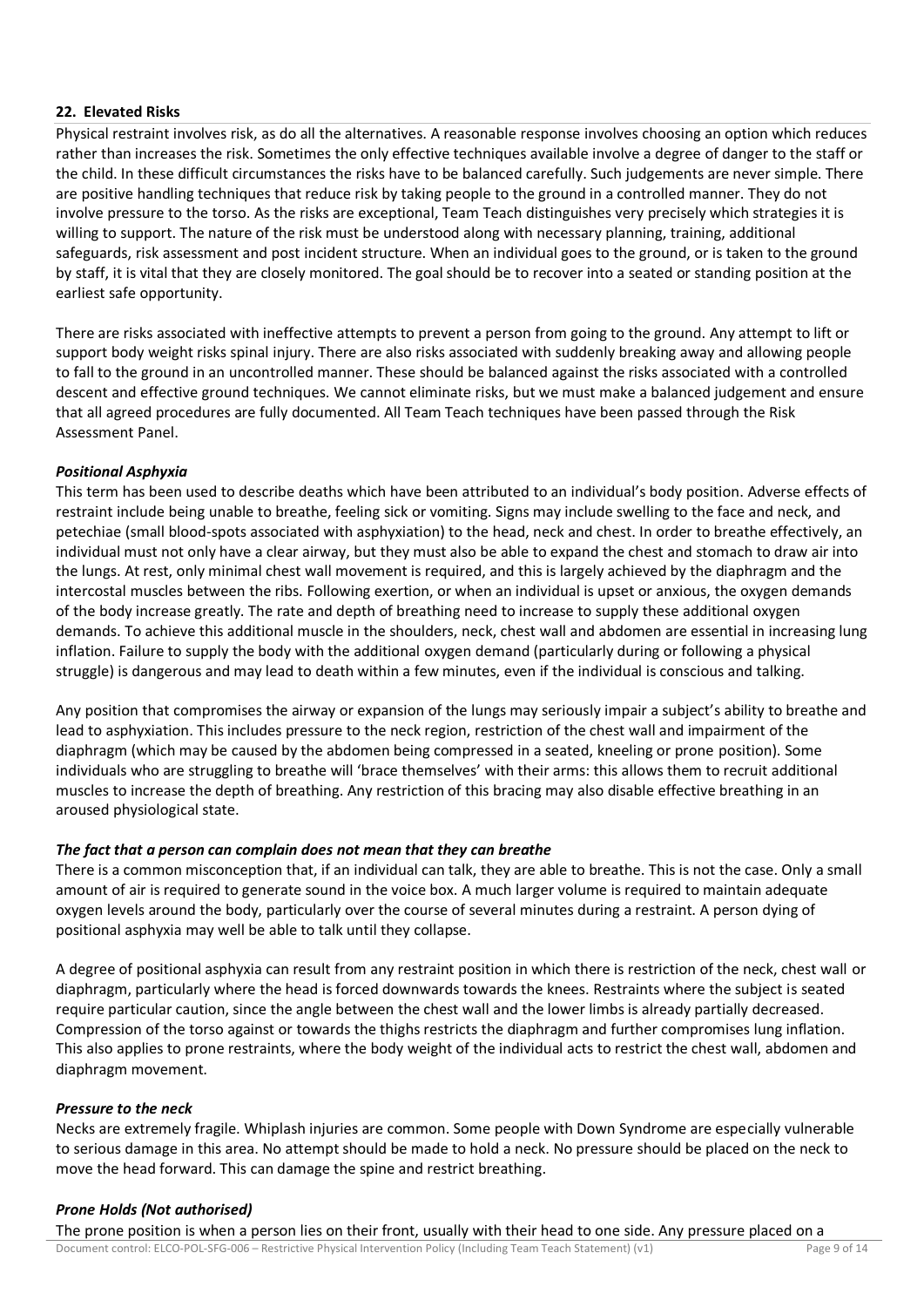## 22. Elevated Risks

Physical restraint involves risk, as do all the alternatives. A reasonable response involves choosing an option which reduces rather than increases the risk. Sometimes the only effective techniques available involve a degree of danger to the staff or the child. In these difficult circumstances the risks have to be balanced carefully. Such judgements are never simple. There are positive handling techniques that reduce risk by taking people to the ground in a controlled manner. They do not involve pressure to the torso. As the risks are exceptional, Team Teach distinguishes very precisely which strategies it is willing to support. The nature of the risk must be understood along with necessary planning, training, additional safeguards, risk assessment and post incident structure. When an individual goes to the ground, or is taken to the ground by staff, it is vital that they are closely monitored. The goal should be to recover into a seated or standing position at the earliest safe opportunity.

There are risks associated with ineffective attempts to prevent a person from going to the ground. Any attempt to lift or support body weight risks spinal injury. There are also risks associated with suddenly breaking away and allowing people to fall to the ground in an uncontrolled manner. These should be balanced against the risks associated with a controlled descent and effective ground techniques. We cannot eliminate risks, but we must make a balanced judgement and ensure that all agreed procedures are fully documented. All Team Teach techniques have been passed through the Risk Assessment Panel.

### *Positional Asphyxia*

This term has been used to describe deaths which have been attributed to an individual's body position. Adverse effects of restraint include being unable to breathe, feeling sick or vomiting. Signs may include swelling to the face and neck, and petechiae (small blood-spots associated with asphyxiation) to the head, neck and chest. In order to breathe effectively, an individual must not only have a clear airway, but they must also be able to expand the chest and stomach to draw air into the lungs. At rest, only minimal chest wall movement is required, and this is largely achieved by the diaphragm and the intercostal muscles between the ribs. Following exertion, or when an individual is upset or anxious, the oxygen demands of the body increase greatly. The rate and depth of breathing need to increase to supply these additional oxygen demands. To achieve this additional muscle in the shoulders, neck, chest wall and abdomen are essential in increasing lung inflation. Failure to supply the body with the additional oxygen demand (particularly during or following a physical struggle) is dangerous and may lead to death within a few minutes, even if the individual is conscious and talking.

Any position that compromises the airway or expansion of the lungs may seriously impair a subject's ability to breathe and lead to asphyxiation. This includes pressure to the neck region, restriction of the chest wall and impairment of the diaphragm (which may be caused by the abdomen being compressed in a seated, kneeling or prone position). Some individuals who are struggling to breathe will 'brace themselves' with their arms: this allows them to recruit additional muscles to increase the depth of breathing. Any restriction of this bracing may also disable effective breathing in an aroused physiological state.

### *The fact that a person can complain does not mean that they can breathe*

There is a common misconception that, if an individual can talk, they are able to breathe. This is not the case. Only a small amount of air is required to generate sound in the voice box. A much larger volume is required to maintain adequate oxygen levels around the body, particularly over the course of several minutes during a restraint. A person dying of positional asphyxia may well be able to talk until they collapse.

A degree of positional asphyxia can result from any restraint position in which there is restriction of the neck, chest wall or diaphragm, particularly where the head is forced downwards towards the knees. Restraints where the subject is seated require particular caution, since the angle between the chest wall and the lower limbs is already partially decreased. Compression of the torso against or towards the thighs restricts the diaphragm and further compromises lung inflation. This also applies to prone restraints, where the body weight of the individual acts to restrict the chest wall, abdomen and diaphragm movement.

### *Pressure to the neck*

Necks are extremely fragile. Whiplash injuries are common. Some people with Down Syndrome are especially vulnerable to serious damage in this area. No attempt should be made to hold a neck. No pressure should be placed on the neck to move the head forward. This can damage the spine and restrict breathing.

### *Prone Holds (Not authorised)*

The prone position is when a person lies on their front, usually with their head to one side. Any pressure placed on a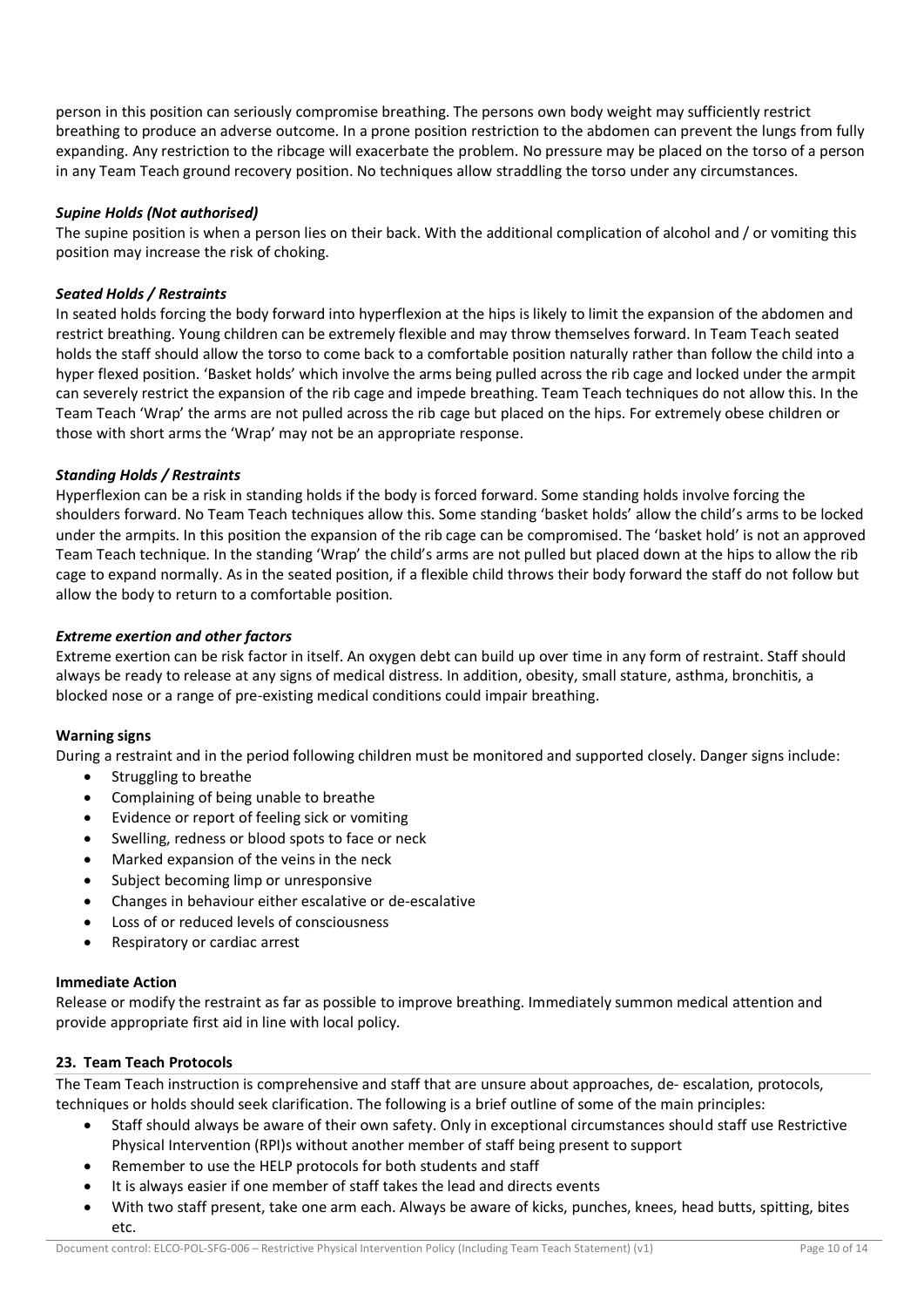person in this position can seriously compromise breathing. The persons own body weight may sufficiently restrict breathing to produce an adverse outcome. In a prone position restriction to the abdomen can prevent the lungs from fully expanding. Any restriction to the ribcage will exacerbate the problem. No pressure may be placed on the torso of a person in any Team Teach ground recovery position. No techniques allow straddling the torso under any circumstances.

***Supine Holds (Not authorised)***

The supine position is when a person lies on their back. With the additional complication of alcohol and / or vomiting this position may increase the risk of choking.

***Seated Holds / Restraints***

In seated holds forcing the body forward into hyperflexion at the hips is likely to limit the expansion of the abdomen and restrict breathing. Young children can be extremely flexible and may throw themselves forward. In Team Teach seated holds the staff should allow the torso to come back to a comfortable position naturally rather than follow the child into a hyper flexed position. 'Basket holds' which involve the arms being pulled across the rib cage and locked under the armpit can severely restrict the expansion of the rib cage and impede breathing. Team Teach techniques do not allow this. In the Team Teach 'Wrap' the arms are not pulled across the rib cage but placed on the hips. For extremely obese children or those with short arms the 'Wrap' may not be an appropriate response.

***Standing Holds / Restraints***

Hyperflexion can be a risk in standing holds if the body is forced forward. Some standing holds involve forcing the shoulders forward. No Team Teach techniques allow this. Some standing 'basket holds' allow the child's arms to be locked under the armpits. In this position the expansion of the rib cage can be compromised. The 'basket hold' is not an approved Team Teach technique. In the standing 'Wrap' the child's arms are not pulled but placed down at the hips to allow the rib cage to expand normally. As in the seated position, if a flexible child throws their body forward the staff do not follow but allow the body to return to a comfortable position.

***Extreme exertion and other factors***

Extreme exertion can be risk factor in itself. An oxygen debt can build up over time in any form of restraint. Staff should always be ready to release at any signs of medical distress. In addition, obesity, small stature, asthma, bronchitis, a blocked nose or a range of pre-existing medical conditions could impair breathing.

**Warning signs**

During a restraint and in the period following children must be monitored and supported closely. Danger signs include:

- Struggling to breathe
- Complaining of being unable to breathe
- Evidence or report of feeling sick or vomiting
- Swelling, redness or blood spots to face or neck
- Marked expansion of the veins in the neck
- Subject becoming limp or unresponsive
- Changes in behaviour either escalative or de-escalative
- Loss of or reduced levels of consciousness
- Respiratory or cardiac arrest

**Immediate Action**

Release or modify the restraint as far as possible to improve breathing. Immediately summon medical attention and provide appropriate first aid in line with local policy.

## 23. Team Teach Protocols

The Team Teach instruction is comprehensive and staff that are unsure about approaches, de- escalation, protocols, techniques or holds should seek clarification. The following is a brief outline of some of the main principles:

- Staff should always be aware of their own safety. Only in exceptional circumstances should staff use Restrictive Physical Intervention (RPI)s without another member of staff being present to support
- Remember to use the HELP protocols for both students and staff
- It is always easier if one member of staff takes the lead and directs events
- With two staff present, take one arm each. Always be aware of kicks, punches, knees, head butts, spitting, bites etc.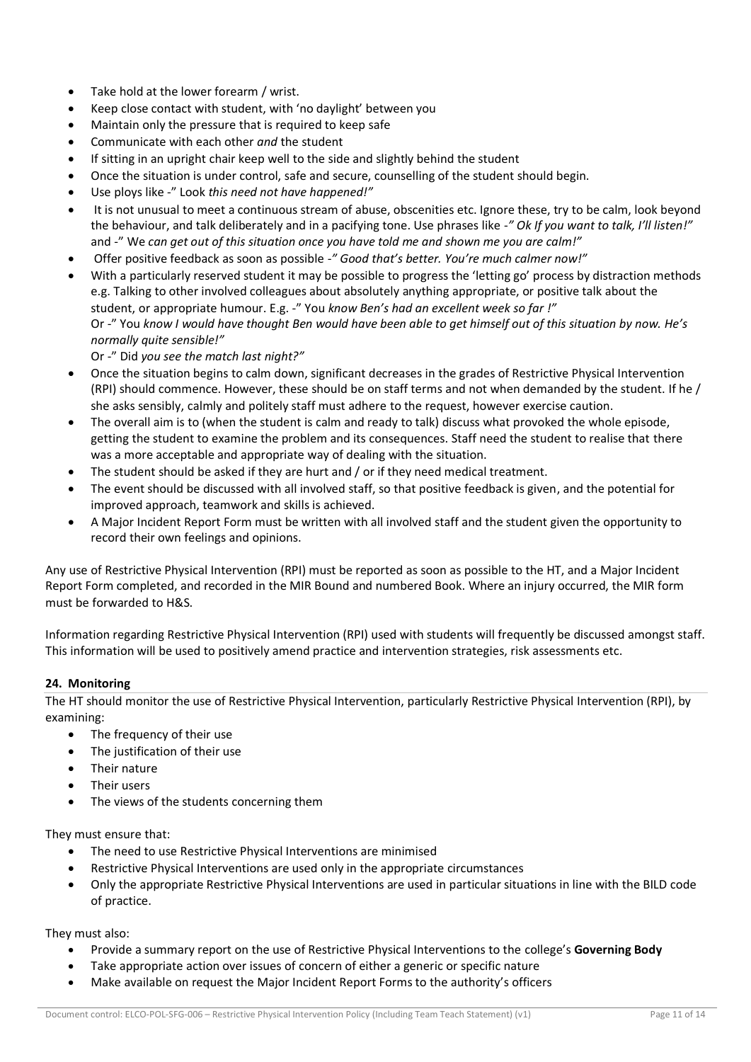- Take hold at the lower forearm / wrist.
- Keep close contact with student, with 'no daylight' between you
- Maintain only the pressure that is required to keep safe
- Communicate with each other *and* the student
- If sitting in an upright chair keep well to the side and slightly behind the student
- Once the situation is under control, safe and secure, counselling of the student should begin.
- Use ploys like -" Look *this need not have happened!"*
- It is not unusual to meet a continuous stream of abuse, obscenities etc. Ignore these, try to be calm, look beyond the behaviour, and talk deliberately and in a pacifying tone. Use phrases like *-" Ok If you want to talk, I'll listen!"* and -" We *can get out of this situation once you have told me and shown me you are calm!"*
- Offer positive feedback as soon as possible *-" Good that's better. You're much calmer now!"*
- With a particularly reserved student it may be possible to progress the 'letting go' process by distraction methods e.g. Talking to other involved colleagues about absolutely anything appropriate, or positive talk about the student, or appropriate humour. E.g. -" You *know Ben's had an excellent week so far !"*
  Or -" You *know I would have thought Ben would have been able to get himself out of this situation by now. He's normally quite sensible!"*
  Or -" Did *you see the match last night?"*
- Once the situation begins to calm down, significant decreases in the grades of Restrictive Physical Intervention (RPI) should commence. However, these should be on staff terms and not when demanded by the student. If he / she asks sensibly, calmly and politely staff must adhere to the request, however exercise caution.
- The overall aim is to (when the student is calm and ready to talk) discuss what provoked the whole episode, getting the student to examine the problem and its consequences. Staff need the student to realise that there was a more acceptable and appropriate way of dealing with the situation.
- The student should be asked if they are hurt and / or if they need medical treatment.
- The event should be discussed with all involved staff, so that positive feedback is given, and the potential for improved approach, teamwork and skills is achieved.
- A Major Incident Report Form must be written with all involved staff and the student given the opportunity to record their own feelings and opinions.

Any use of Restrictive Physical Intervention (RPI) must be reported as soon as possible to the HT, and a Major Incident Report Form completed, and recorded in the MIR Bound and numbered Book. Where an injury occurred, the MIR form must be forwarded to H&S.

Information regarding Restrictive Physical Intervention (RPI) used with students will frequently be discussed amongst staff. This information will be used to positively amend practice and intervention strategies, risk assessments etc.

**24. Monitoring**

The HT should monitor the use of Restrictive Physical Intervention, particularly Restrictive Physical Intervention (RPI), by examining:

- The frequency of their use
- The justification of their use
- Their nature
- Their users
- The views of the students concerning them

They must ensure that:

- The need to use Restrictive Physical Interventions are minimised
- Restrictive Physical Interventions are used only in the appropriate circumstances
- Only the appropriate Restrictive Physical Interventions are used in particular situations in line with the BILD code of practice.

They must also:

- Provide a summary report on the use of Restrictive Physical Interventions to the college's **Governing Body**
- Take appropriate action over issues of concern of either a generic or specific nature
- Make available on request the Major Incident Report Forms to the authority's officers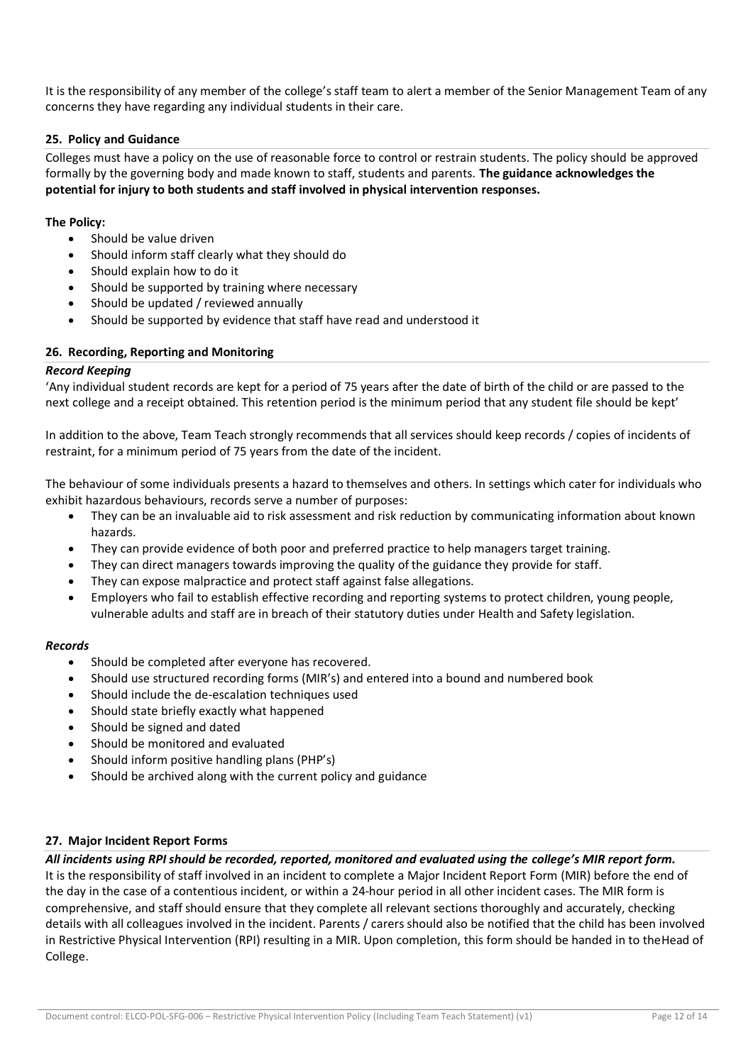It is the responsibility of any member of the college's staff team to alert a member of the Senior Management Team of any concerns they have regarding any individual students in their care.

## 25. Policy and Guidance

Colleges must have a policy on the use of reasonable force to control or restrain students. The policy should be approved formally by the governing body and made known to staff, students and parents. **The guidance acknowledges the potential for injury to both students and staff involved in physical intervention responses.**

**The Policy:**

- Should be value driven
- Should inform staff clearly what they should do
- Should explain how to do it
- Should be supported by training where necessary
- Should be updated / reviewed annually
- Should be supported by evidence that staff have read and understood it

## 26. Recording, Reporting and Monitoring

***Record Keeping***

'Any individual student records are kept for a period of 75 years after the date of birth of the child or are passed to the next college and a receipt obtained. This retention period is the minimum period that any student file should be kept'

In addition to the above, Team Teach strongly recommends that all services should keep records / copies of incidents of restraint, for a minimum period of 75 years from the date of the incident.

The behaviour of some individuals presents a hazard to themselves and others. In settings which cater for individuals who exhibit hazardous behaviours, records serve a number of purposes:

- They can be an invaluable aid to risk assessment and risk reduction by communicating information about known hazards.
- They can provide evidence of both poor and preferred practice to help managers target training.
- They can direct managers towards improving the quality of the guidance they provide for staff.
- They can expose malpractice and protect staff against false allegations.
- Employers who fail to establish effective recording and reporting systems to protect children, young people, vulnerable adults and staff are in breach of their statutory duties under Health and Safety legislation.

***Records***

- Should be completed after everyone has recovered.
- Should use structured recording forms (MIR's) and entered into a bound and numbered book
- Should include the de-escalation techniques used
- Should state briefly exactly what happened
- Should be signed and dated
- Should be monitored and evaluated
- Should inform positive handling plans (PHP's)
- Should be archived along with the current policy and guidance

## 27. Major Incident Report Forms

***All incidents using RPI should be recorded, reported, monitored and evaluated using the college's MIR report form.***

It is the responsibility of staff involved in an incident to complete a Major Incident Report Form (MIR) before the end of the day in the case of a contentious incident, or within a 24-hour period in all other incident cases. The MIR form is comprehensive, and staff should ensure that they complete all relevant sections thoroughly and accurately, checking details with all colleagues involved in the incident. Parents / carers should also be notified that the child has been involved in Restrictive Physical Intervention (RPI) resulting in a MIR. Upon completion, this form should be handed in to theHead of College.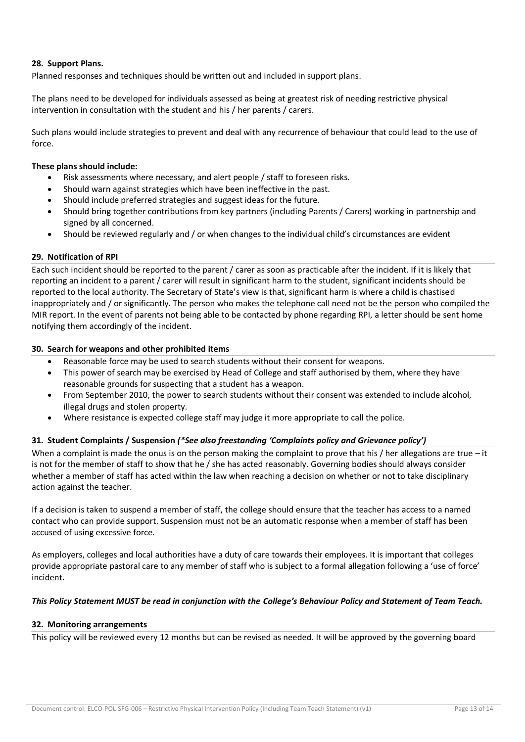### 28. Support Plans.

Planned responses and techniques should be written out and included in support plans.

The plans need to be developed for individuals assessed as being at greatest risk of needing restrictive physical intervention in consultation with the student and his / her parents / carers.

Such plans would include strategies to prevent and deal with any recurrence of behaviour that could lead to the use of force.

**These plans should include:**

- Risk assessments where necessary, and alert people / staff to foreseen risks.
- Should warn against strategies which have been ineffective in the past.
- Should include preferred strategies and suggest ideas for the future.
- Should bring together contributions from key partners (including Parents / Carers) working in partnership and signed by all concerned.
- Should be reviewed regularly and / or when changes to the individual child's circumstances are evident

### 29. Notification of RPI

Each such incident should be reported to the parent / carer as soon as practicable after the incident. If it is likely that reporting an incident to a parent / carer will result in significant harm to the student, significant incidents should be reported to the local authority. The Secretary of State's view is that, significant harm is where a child is chastised inappropriately and / or significantly. The person who makes the telephone call need not be the person who compiled the MIR report. In the event of parents not being able to be contacted by phone regarding RPI, a letter should be sent home notifying them accordingly of the incident.

### 30. Search for weapons and other prohibited items

- Reasonable force may be used to search students without their consent for weapons.
- This power of search may be exercised by Head of College and staff authorised by them, where they have reasonable grounds for suspecting that a student has a weapon.
- From September 2010, the power to search students without their consent was extended to include alcohol, illegal drugs and stolen property.
- Where resistance is expected college staff may judge it more appropriate to call the police.

### 31. Student Complaints / Suspension *(*See also freestanding 'Complaints policy and Grievance policy')*

When a complaint is made the onus is on the person making the complaint to prove that his / her allegations are true – it is not for the member of staff to show that he / she has acted reasonably. Governing bodies should always consider whether a member of staff has acted within the law when reaching a decision on whether or not to take disciplinary action against the teacher.

If a decision is taken to suspend a member of staff, the college should ensure that the teacher has access to a named contact who can provide support. Suspension must not be an automatic response when a member of staff has been accused of using excessive force.

As employers, colleges and local authorities have a duty of care towards their employees. It is important that colleges provide appropriate pastoral care to any member of staff who is subject to a formal allegation following a 'use of force' incident.

***This Policy Statement MUST be read in conjunction with the College's Behaviour Policy and Statement of Team Teach.***

### 32. Monitoring arrangements

This policy will be reviewed every 12 months but can be revised as needed. It will be approved by the governing board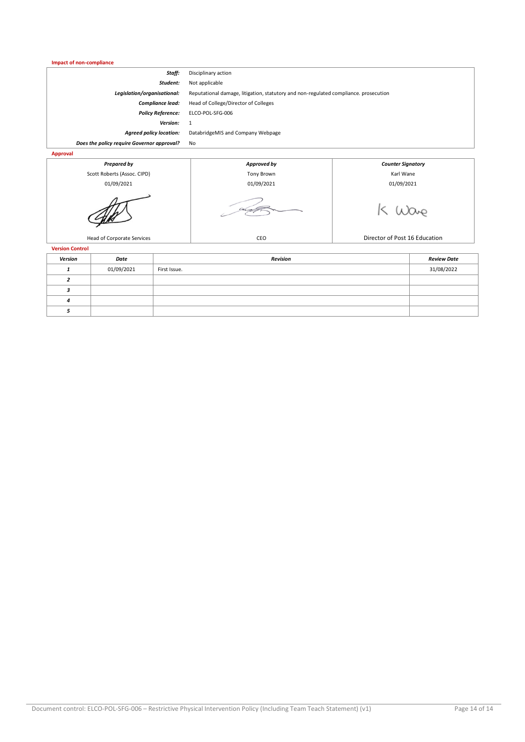**Impact of non-compliance**

| | |
|---|---|
| ***Staff:*** | Disciplinary action |
| ***Student:*** | Not applicable |
| ***Legislation/organisational:*** | Reputational damage, litigation, statutory and non-regulated compliance. prosecution |
| ***Compliance lead:*** | Head of College/Director of Colleges |
| ***Policy Reference:*** | ELCO-POL-SFG-006 |
| ***Version:*** | 1 |
| ***Agreed policy location:*** | DatabridgeMIS and Company Webpage |
| ***Does the policy require Governor approval?*** | No |

**Approval**

| ***Prepared by*** | ***Approved by*** | ***Counter Signatory*** |
|---|---|---|
| Scott Roberts (Assoc. CIPD) | Tony Brown | Karl Wane |
| 01/09/2021 | 01/09/2021 | 01/09/2021 |
| | | K Wane |
| Head of Corporate Services | CEO | Director of Post 16 Education |

**Version Control**

| ***Version*** | ***Date*** | ***Revision*** | ***Review Date*** |
|---|---|---|---|
| ***1*** | 01/09/2021 | First Issue. | 31/08/2022 |
| ***2*** | | | |
| ***3*** | | | |
| ***4*** | | | |
| ***5*** | | | |